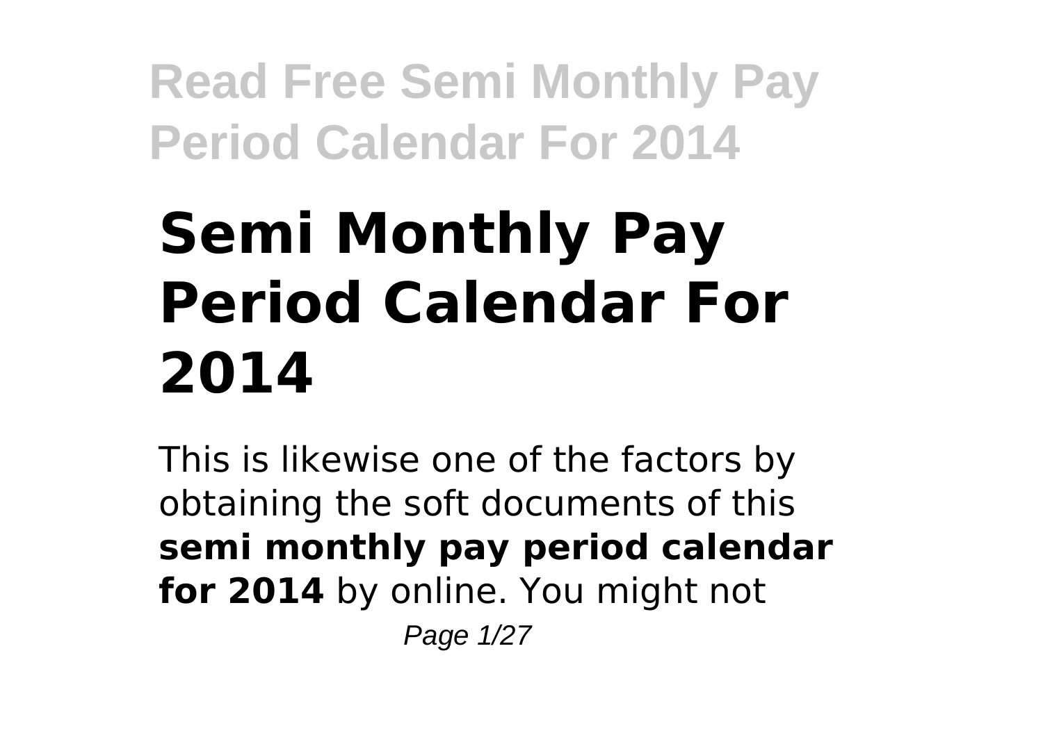# Semi Monthly Pay Period Calendar For 2014

This is likewise one of the factors by obtaining the soft documents of this **semi monthly pay period calendar for 2014** by online. You might not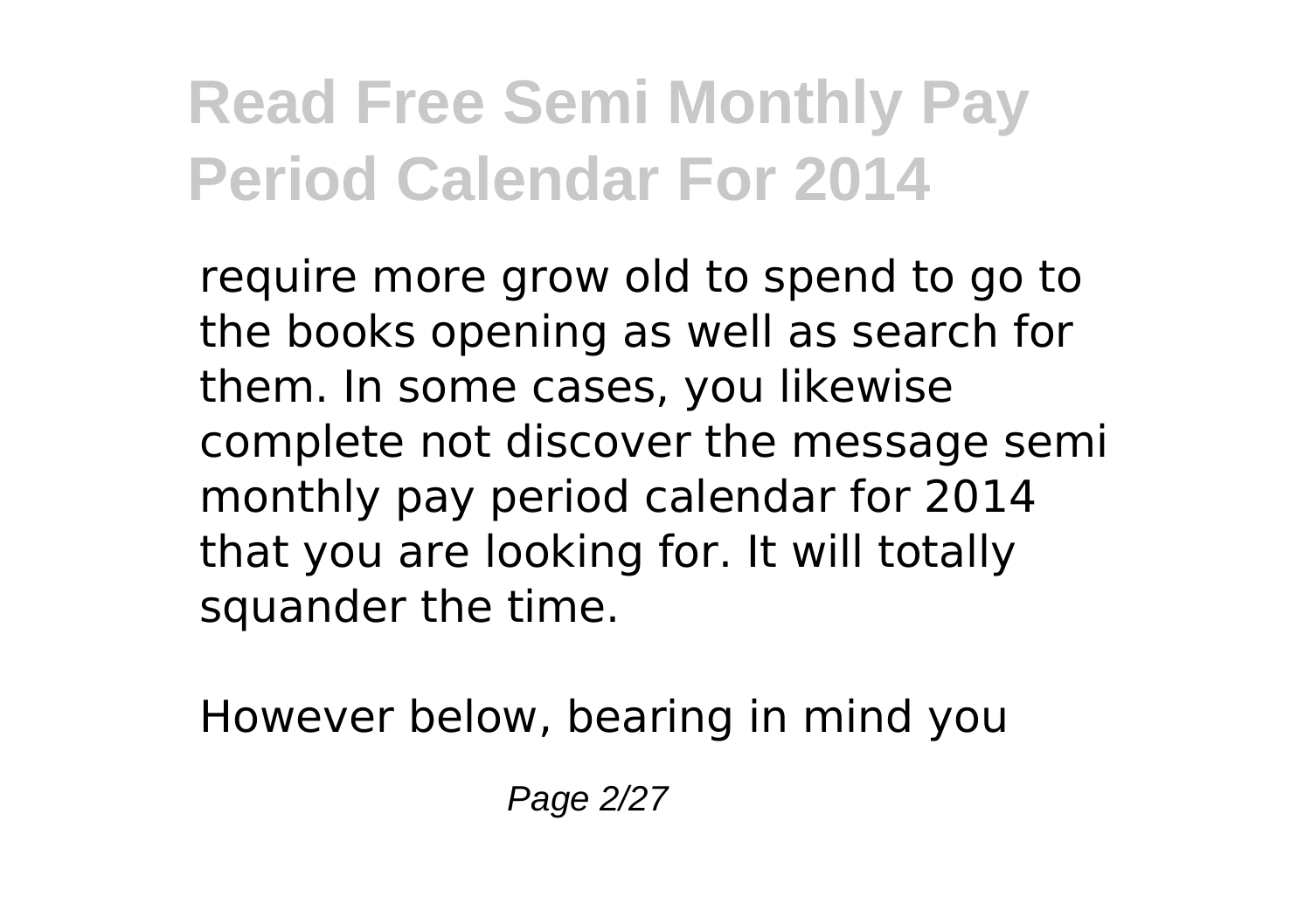require more grow old to spend to go to the books opening as well as search for them. In some cases, you likewise complete not discover the message semi monthly pay period calendar for 2014 that you are looking for. It will totally squander the time.

However below, bearing in mind you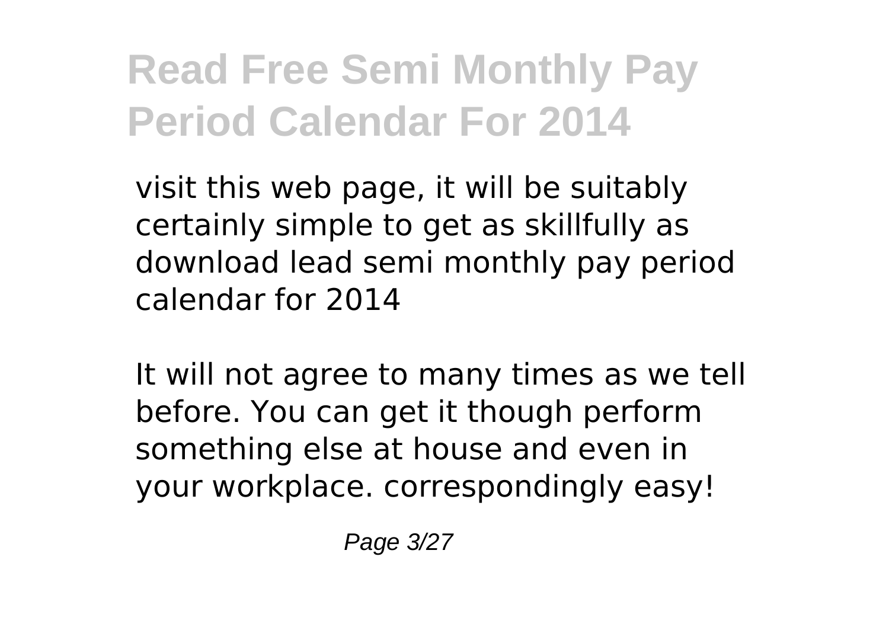visit this web page, it will be suitably certainly simple to get as skillfully as download lead semi monthly pay period calendar for 2014

It will not agree to many times as we tell before. You can get it though perform something else at house and even in your workplace. correspondingly easy!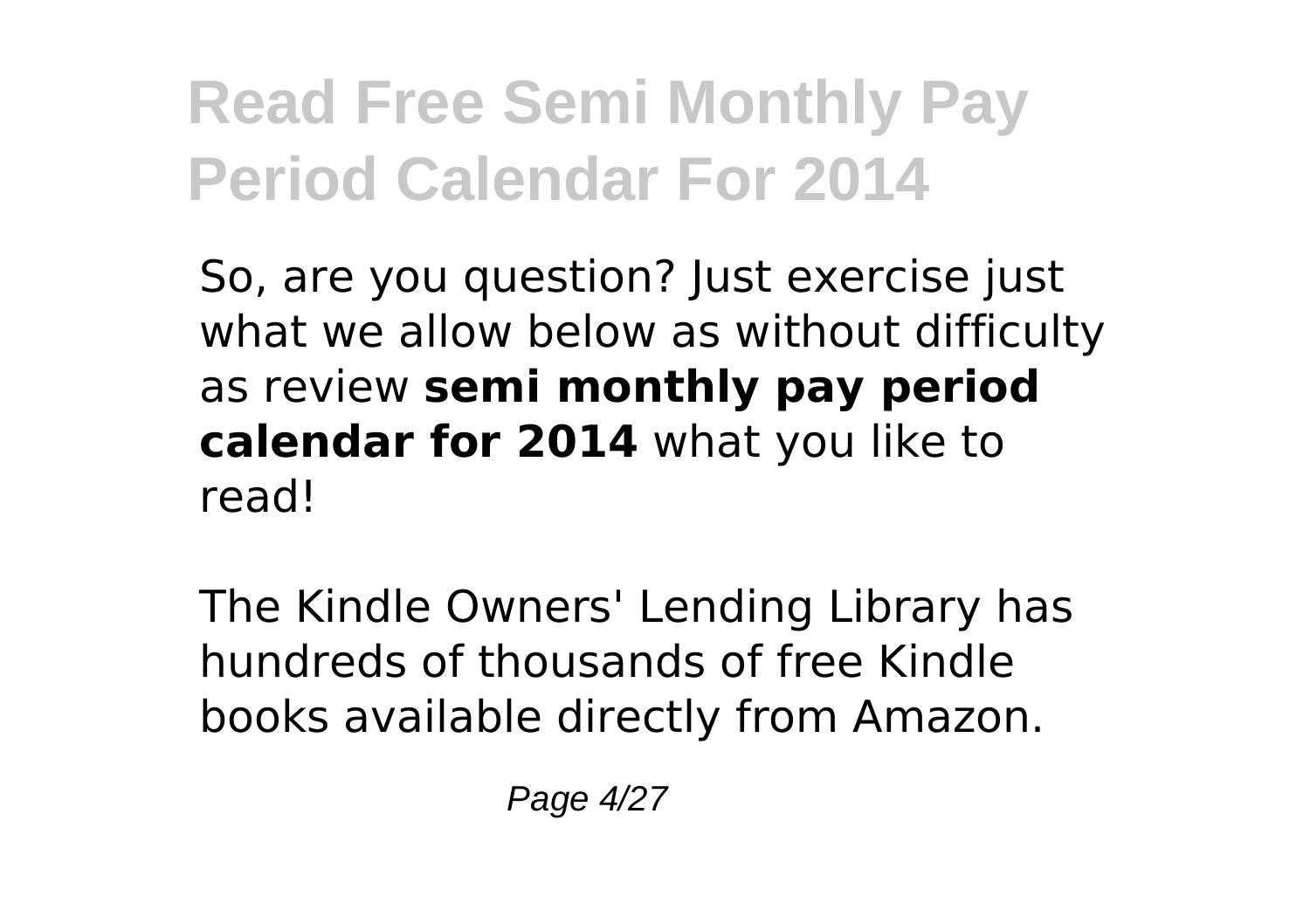So, are you question? Just exercise just what we allow below as without difficulty as review **semi monthly pay period calendar for 2014** what you like to read!

The Kindle Owners' Lending Library has hundreds of thousands of free Kindle books available directly from Amazon.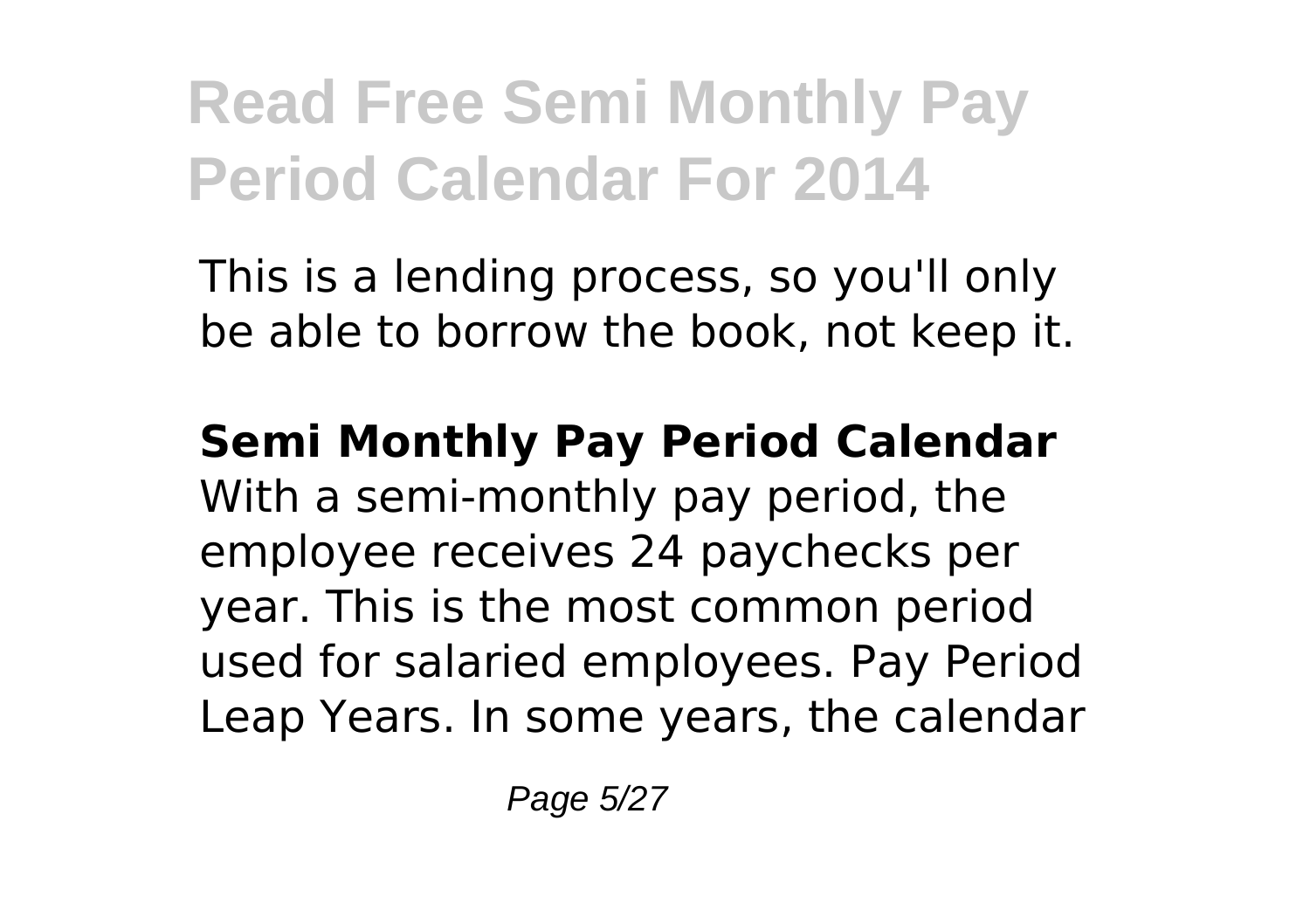This is a lending process, so you'll only be able to borrow the book, not keep it.

**Semi Monthly Pay Period Calendar**

With a semi-monthly pay period, the employee receives 24 paychecks per year. This is the most common period used for salaried employees. Pay Period Leap Years. In some years, the calendar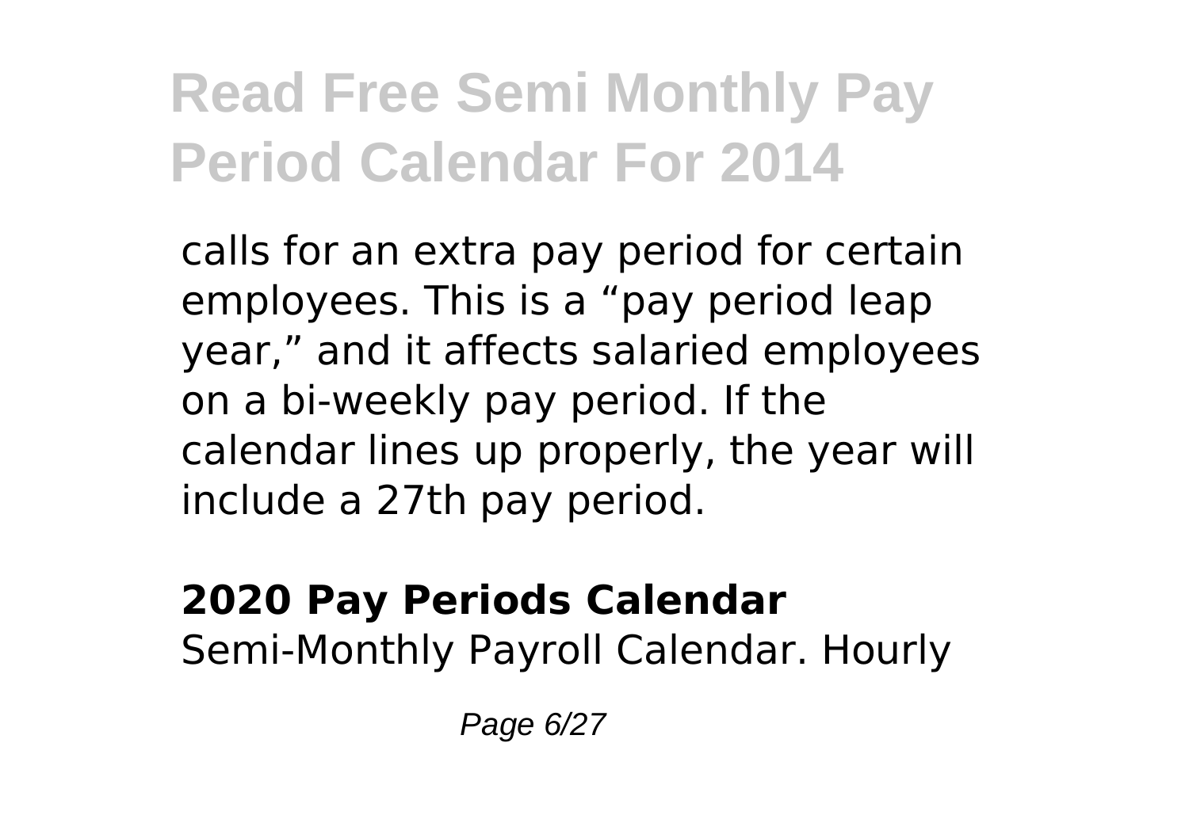calls for an extra pay period for certain employees. This is a “pay period leap year,” and it affects salaried employees on a bi-weekly pay period. If the calendar lines up properly, the year will include a 27th pay period.

**2020 Pay Periods Calendar**
Semi-Monthly Payroll Calendar. Hourly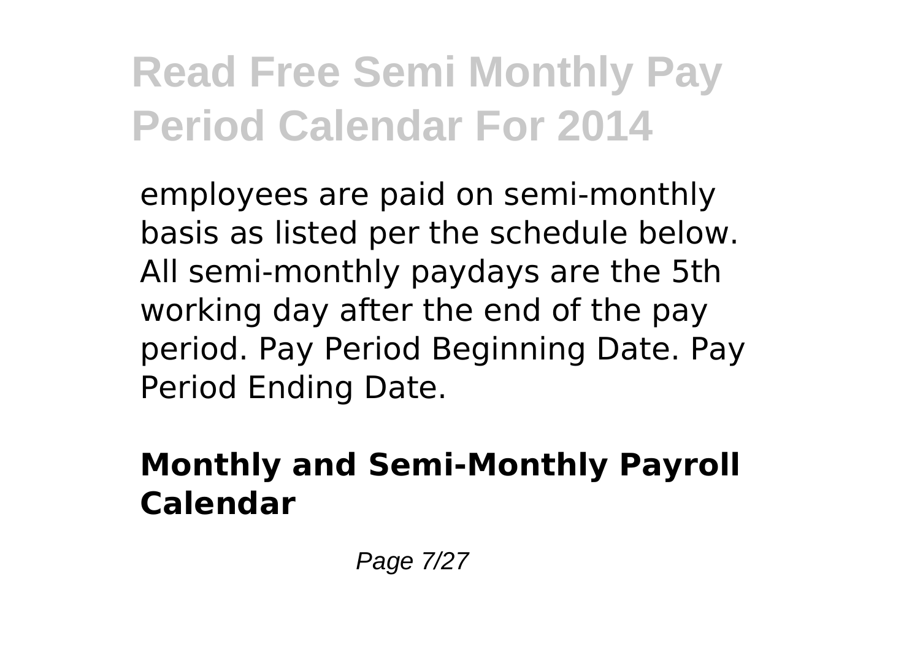employees are paid on semi-monthly basis as listed per the schedule below. All semi-monthly paydays are the 5th working day after the end of the pay period. Pay Period Beginning Date. Pay Period Ending Date.

### Monthly and Semi-Monthly Payroll Calendar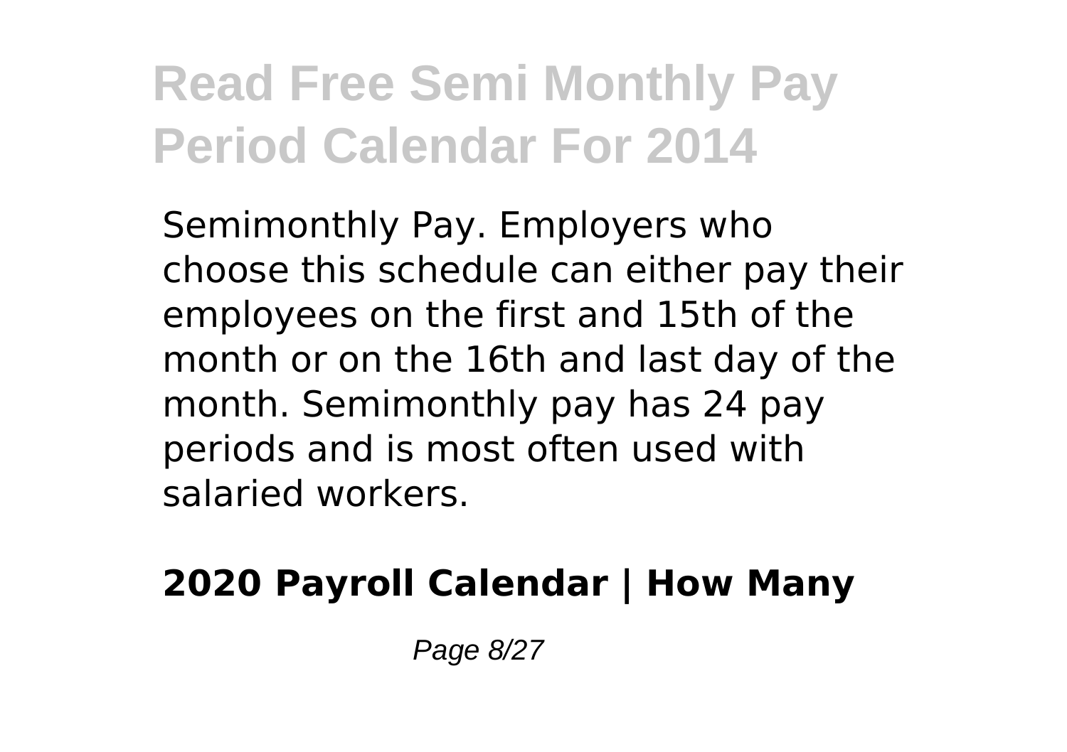Semimonthly Pay. Employers who choose this schedule can either pay their employees on the first and 15th of the month or on the 16th and last day of the month. Semimonthly pay has 24 pay periods and is most often used with salaried workers.

**2020 Payroll Calendar | How Many**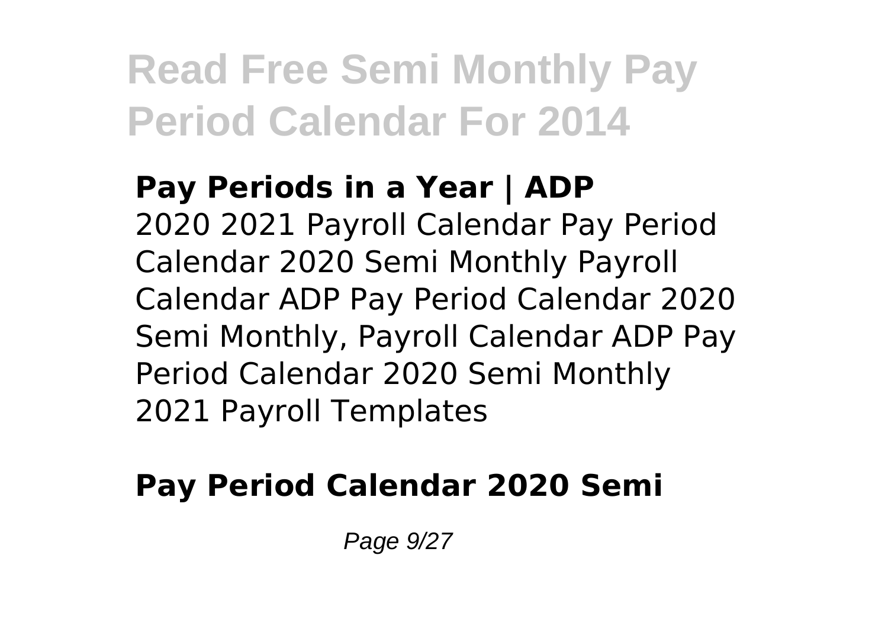**Pay Periods in a Year | ADP**

2020 2021 Payroll Calendar Pay Period Calendar 2020 Semi Monthly Payroll Calendar ADP Pay Period Calendar 2020 Semi Monthly, Payroll Calendar ADP Pay Period Calendar 2020 Semi Monthly 2021 Payroll Templates

**Pay Period Calendar 2020 Semi**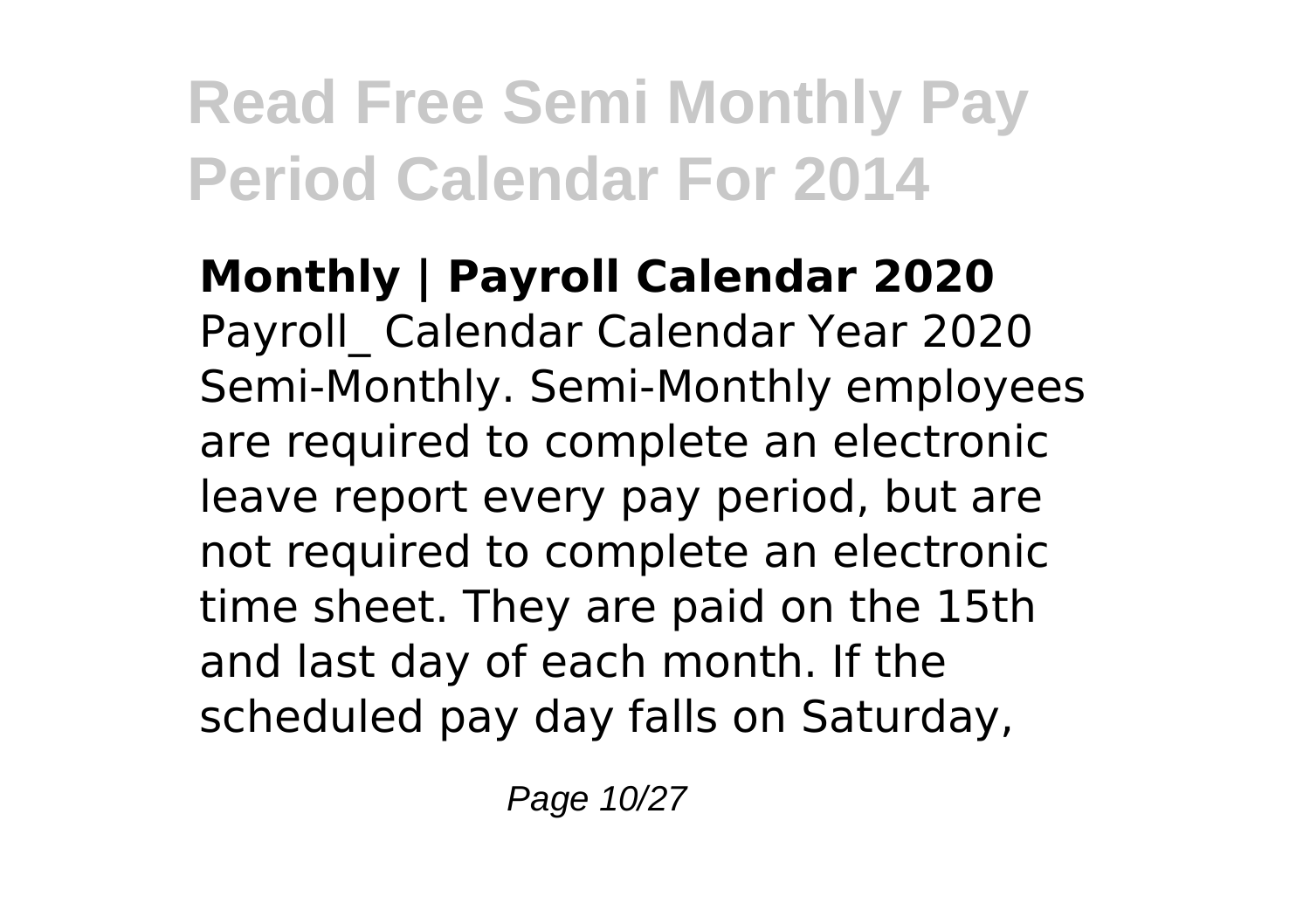**Monthly | Payroll Calendar 2020**

Payroll_ Calendar Calendar Year 2020 Semi-Monthly. Semi-Monthly employees are required to complete an electronic leave report every pay period, but are not required to complete an electronic time sheet. They are paid on the 15th and last day of each month. If the scheduled pay day falls on Saturday,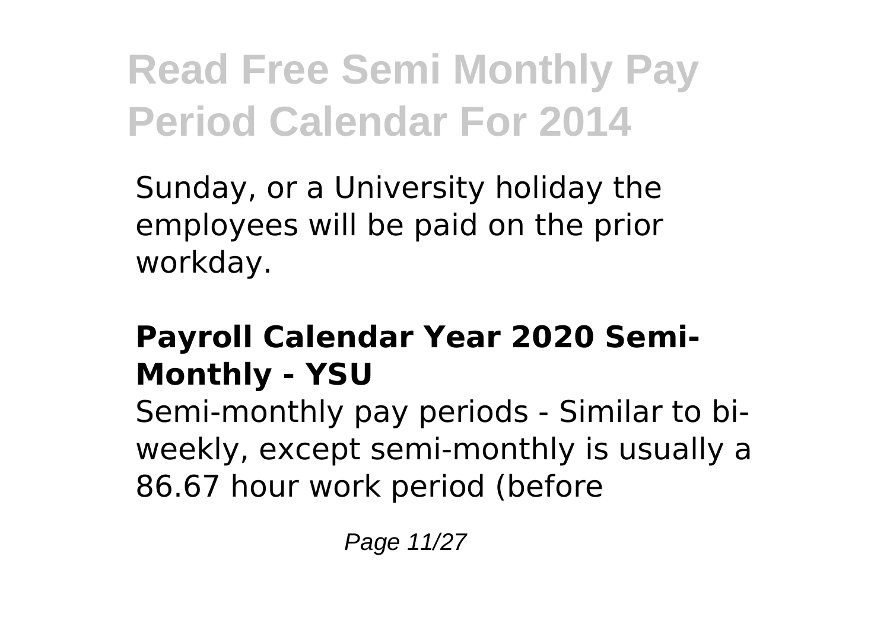Sunday, or a University holiday the employees will be paid on the prior workday.

### **Payroll Calendar Year 2020 Semi-Monthly - YSU**

Semi-monthly pay periods - Similar to bi-weekly, except semi-monthly is usually a 86.67 hour work period (before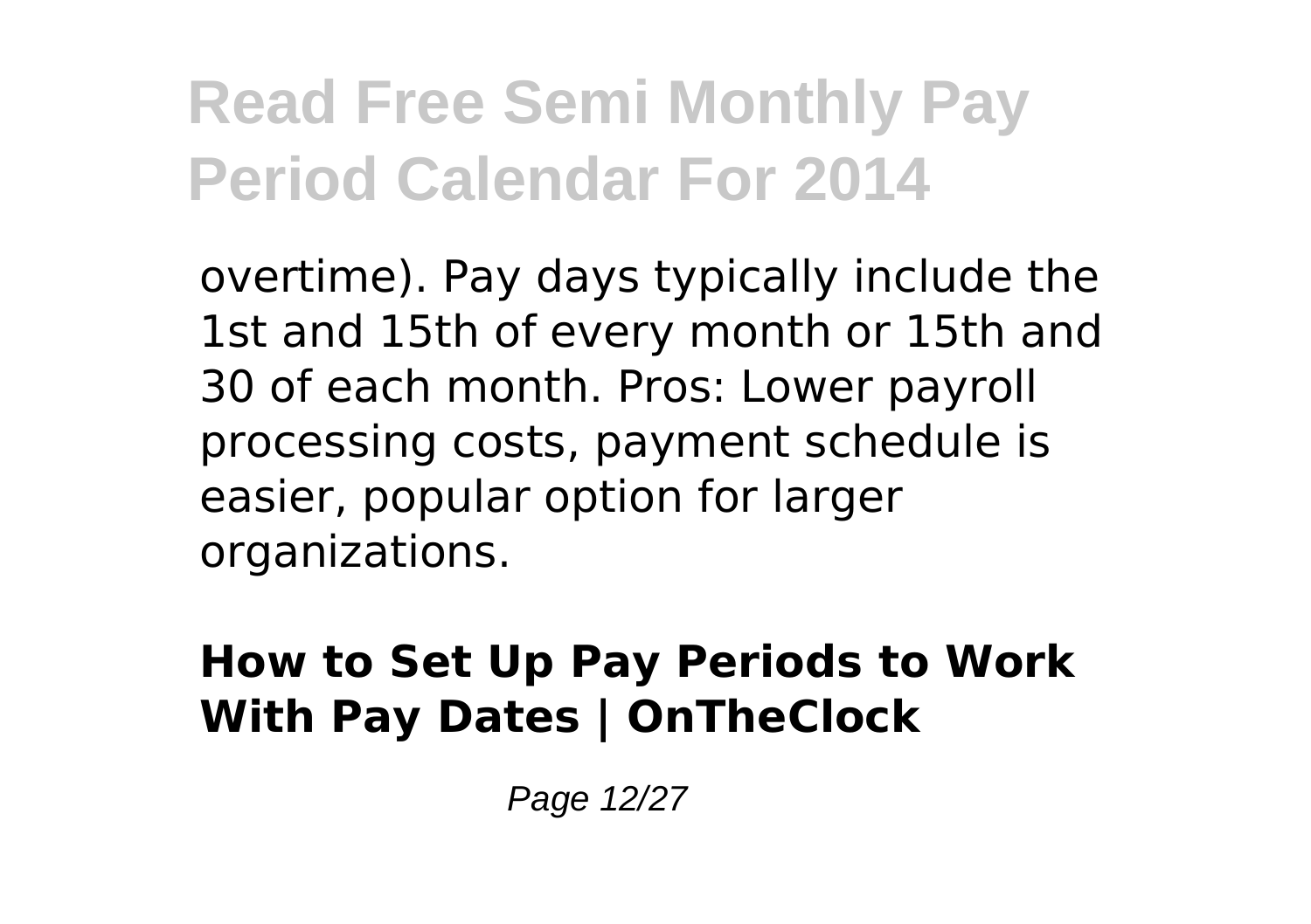overtime). Pay days typically include the 1st and 15th of every month or 15th and 30 of each month. Pros: Lower payroll processing costs, payment schedule is easier, popular option for larger organizations.

**How to Set Up Pay Periods to Work With Pay Dates | OnTheClock**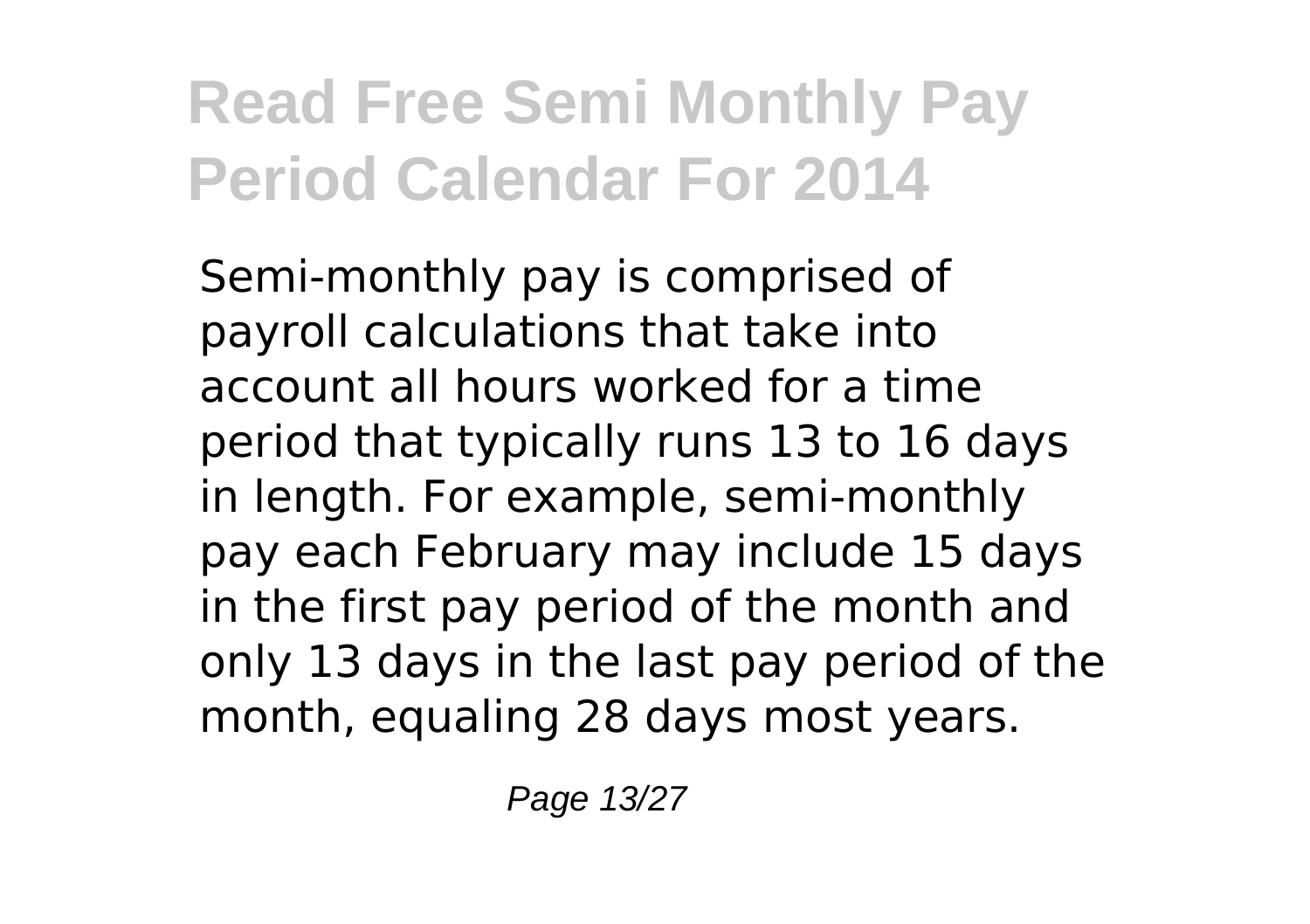# Read Free Semi Monthly Pay Period Calendar For 2014

Semi-monthly pay is comprised of payroll calculations that take into account all hours worked for a time period that typically runs 13 to 16 days in length. For example, semi-monthly pay each February may include 15 days in the first pay period of the month and only 13 days in the last pay period of the month, equaling 28 days most years.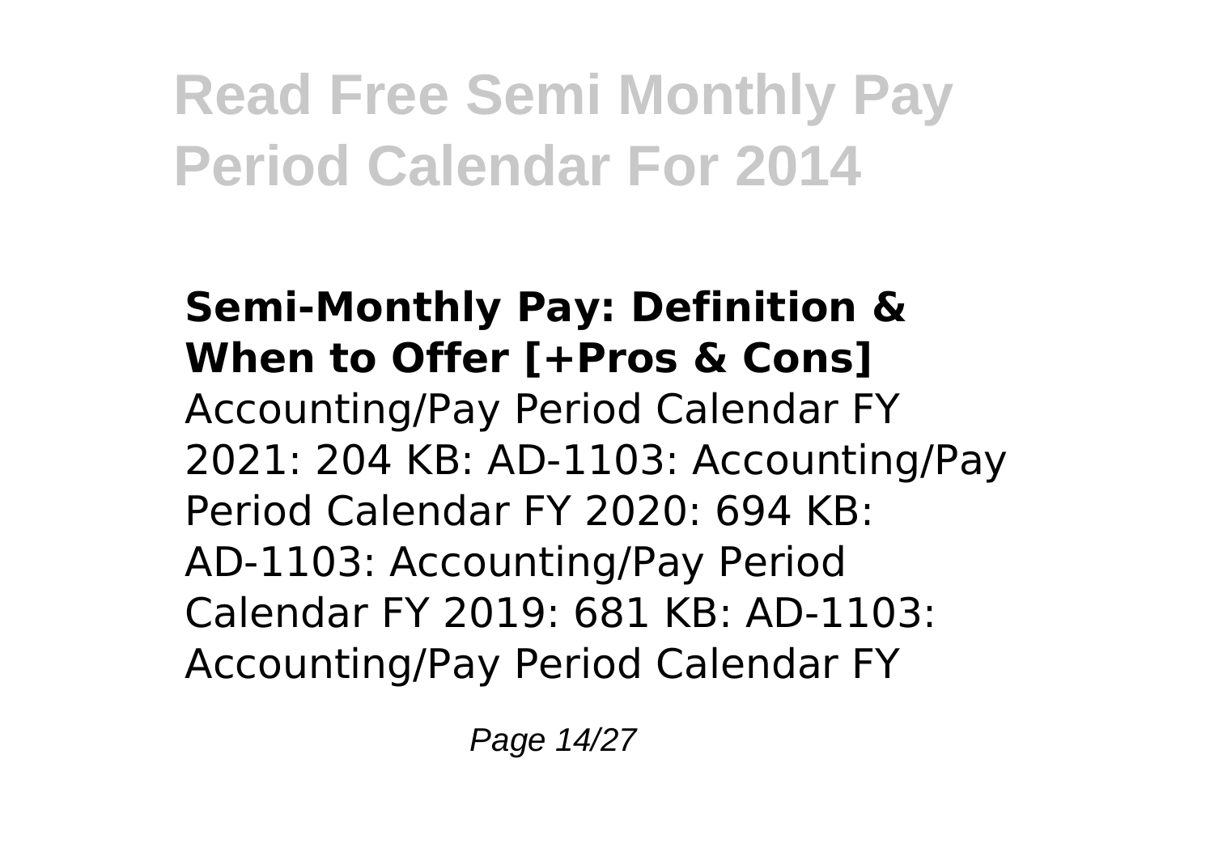### Semi-Monthly Pay: Definition & When to Offer [+Pros & Cons]

Accounting/Pay Period Calendar FY 2021: 204 KB: AD-1103: Accounting/Pay Period Calendar FY 2020: 694 KB: AD-1103: Accounting/Pay Period Calendar FY 2019: 681 KB: AD-1103: Accounting/Pay Period Calendar FY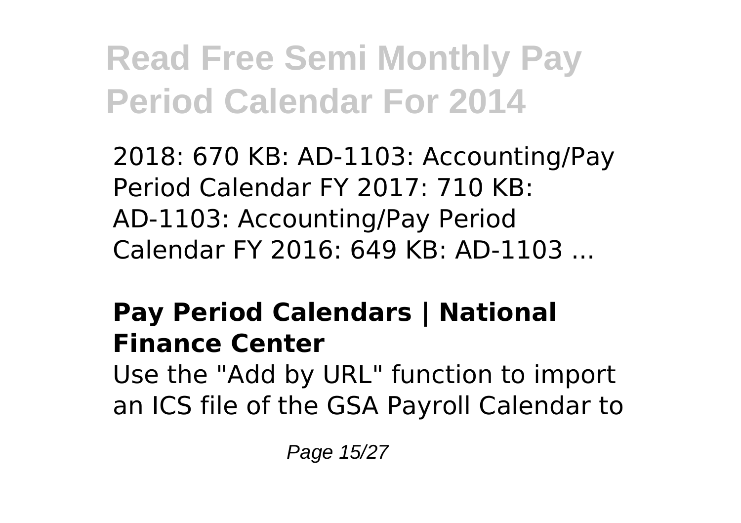2018: 670 KB: AD-1103: Accounting/Pay Period Calendar FY 2017: 710 KB: AD-1103: Accounting/Pay Period Calendar FY 2016: 649 KB: AD-1103 ...

**Pay Period Calendars | National Finance Center**

Use the "Add by URL" function to import an ICS file of the GSA Payroll Calendar to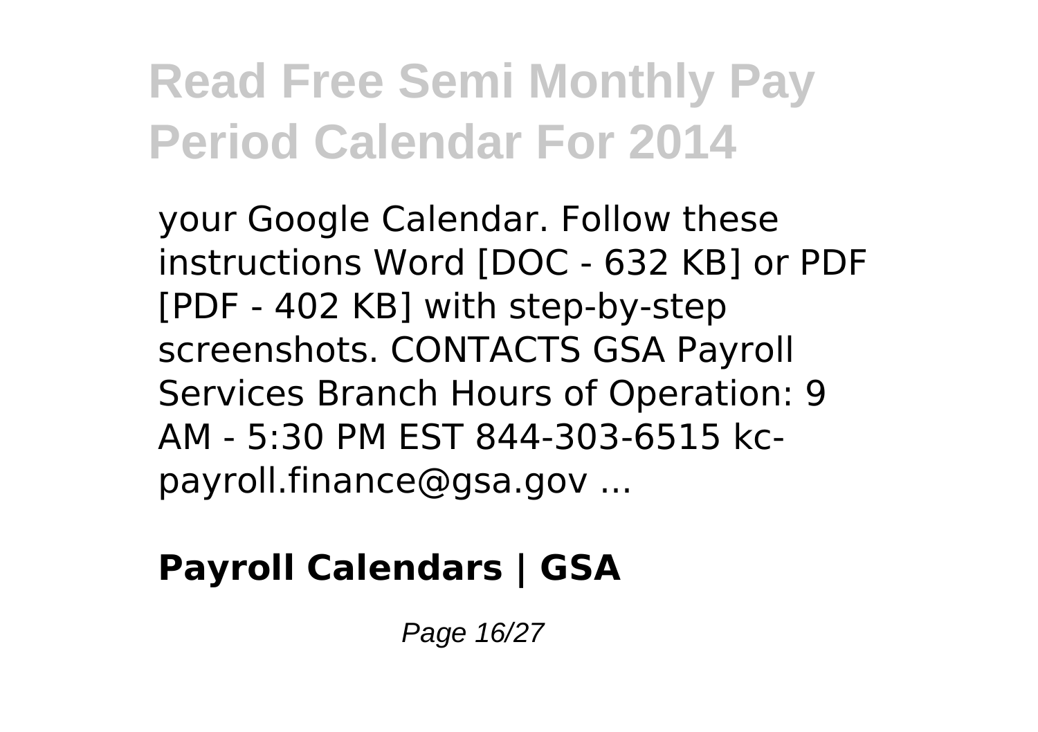your Google Calendar. Follow these instructions Word [DOC - 632 KB] or PDF [PDF - 402 KB] with step-by-step screenshots. CONTACTS GSA Payroll Services Branch Hours of Operation: 9 AM - 5:30 PM EST 844-303-6515 kc-payroll.finance@gsa.gov ...

**Payroll Calendars | GSA**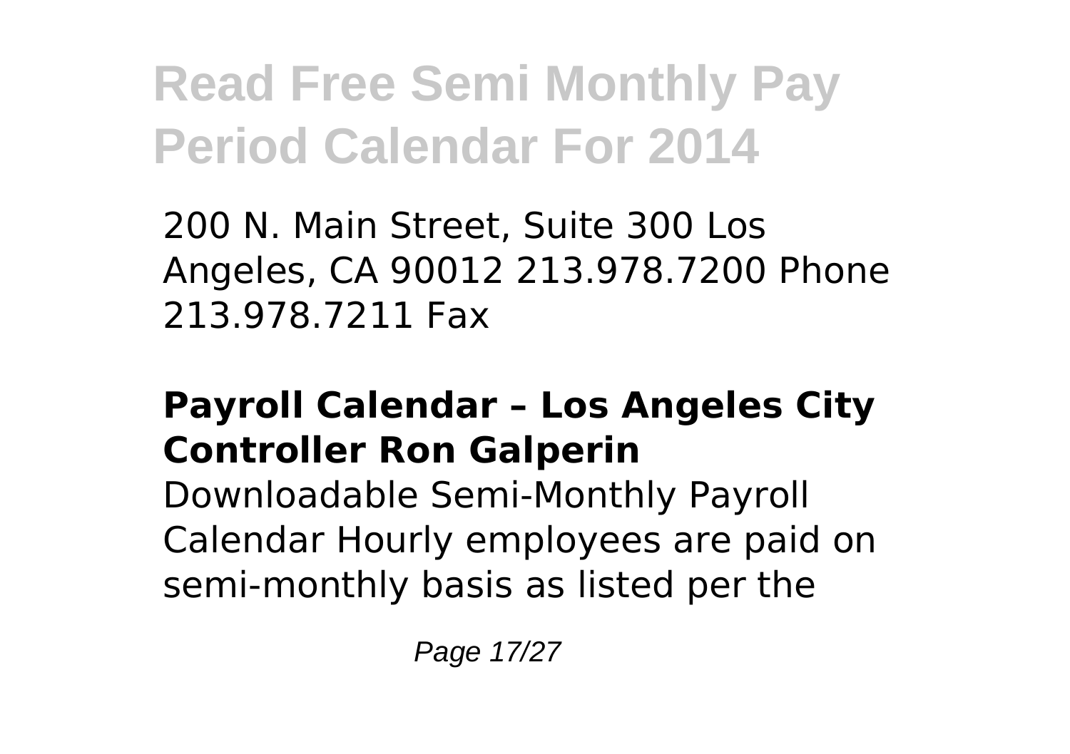200 N. Main Street, Suite 300 Los Angeles, CA 90012 213.978.7200 Phone 213.978.7211 Fax

### Payroll Calendar – Los Angeles City Controller Ron Galperin

Downloadable Semi-Monthly Payroll Calendar Hourly employees are paid on semi-monthly basis as listed per the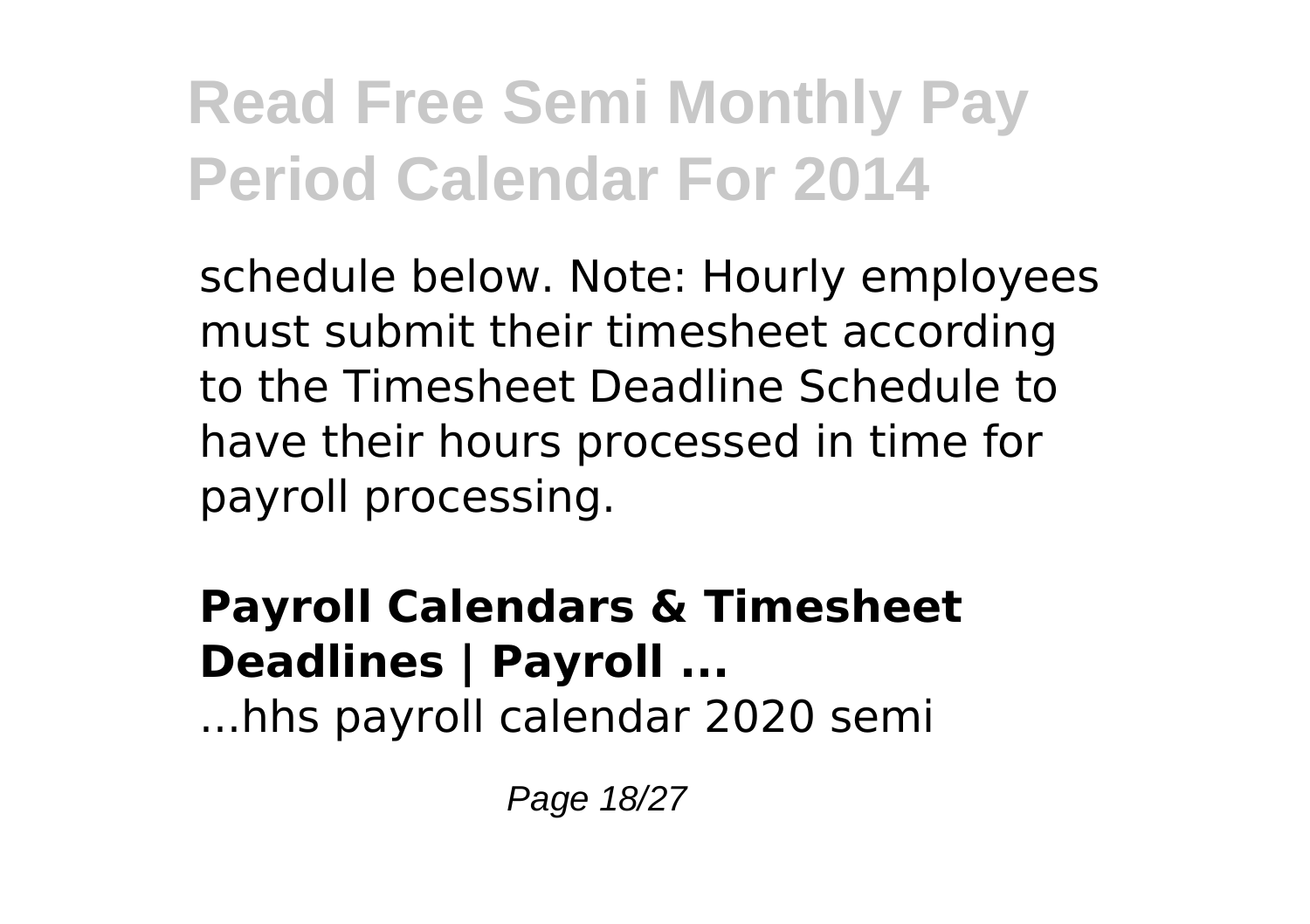schedule below. Note: Hourly employees must submit their timesheet according to the Timesheet Deadline Schedule to have their hours processed in time for payroll processing.

**Payroll Calendars & Timesheet Deadlines | Payroll ...**

...hhs payroll calendar 2020 semi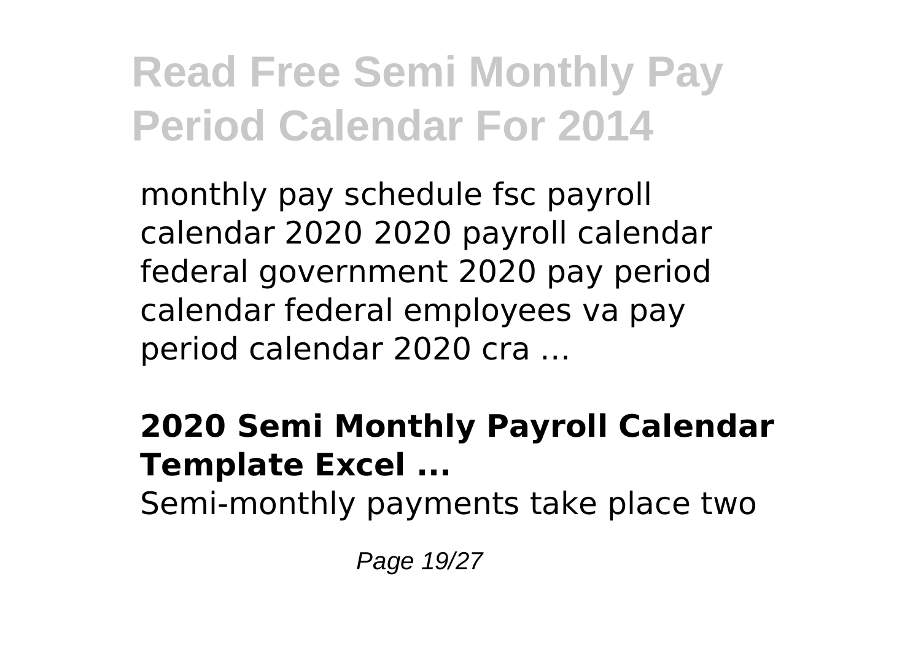monthly pay schedule fsc payroll calendar 2020 2020 payroll calendar federal government 2020 pay period calendar federal employees va pay period calendar 2020 cra ...

**2020 Semi Monthly Payroll Calendar Template Excel ...**

Semi-monthly payments take place two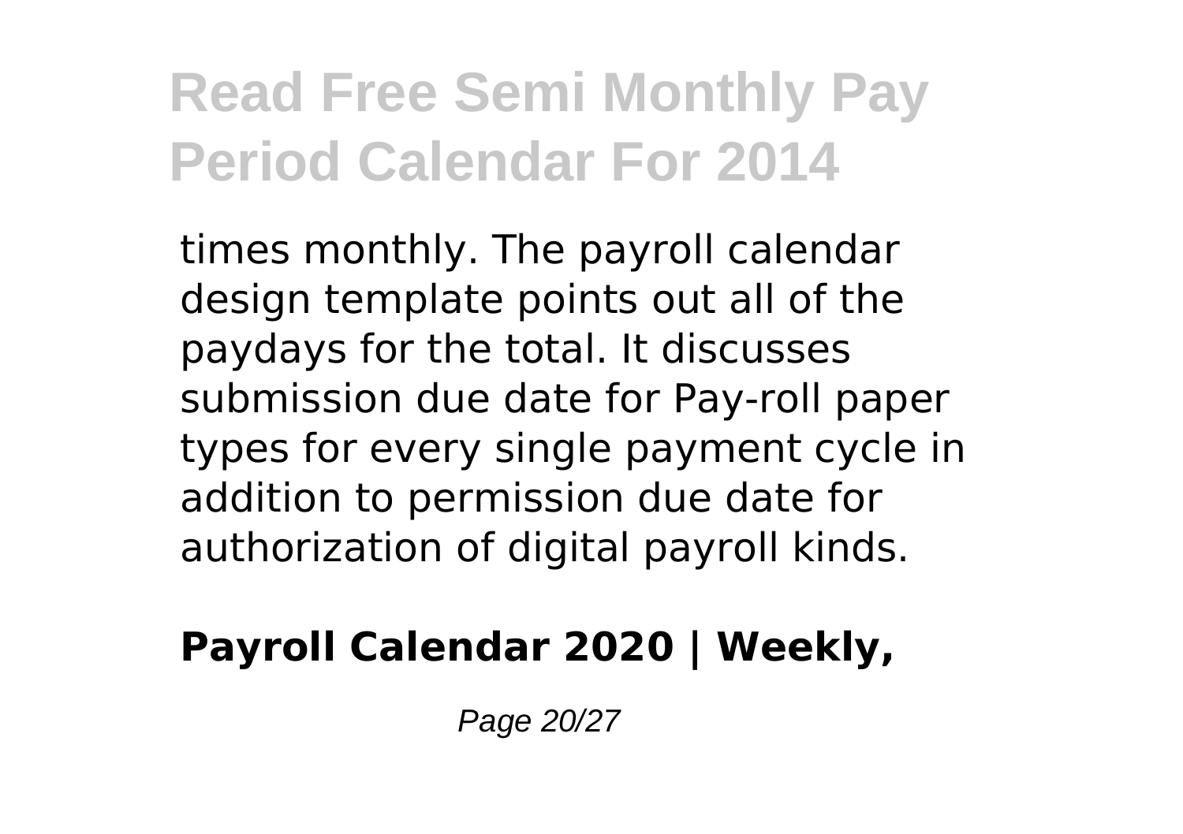times monthly. The payroll calendar design template points out all of the paydays for the total. It discusses submission due date for Pay-roll paper types for every single payment cycle in addition to permission due date for authorization of digital payroll kinds.

**Payroll Calendar 2020 | Weekly,**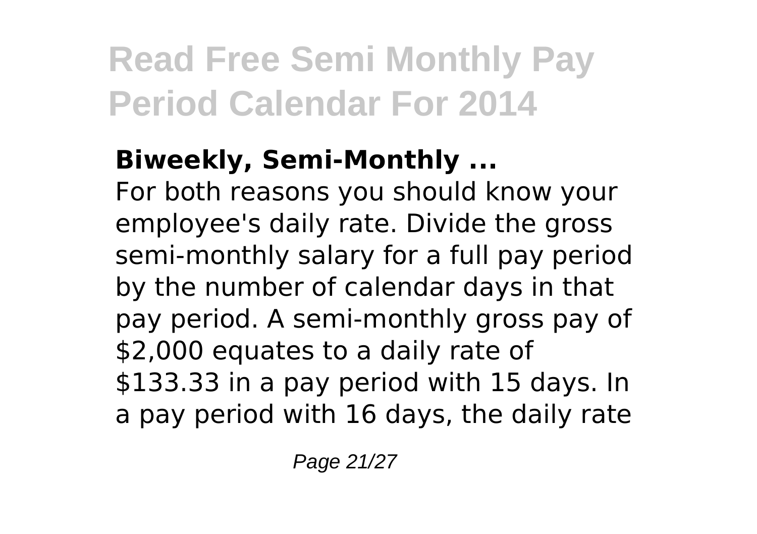**Biweekly, Semi-Monthly ...**

For both reasons you should know your employee's daily rate. Divide the gross semi-monthly salary for a full pay period by the number of calendar days in that pay period. A semi-monthly gross pay of $2,000 equates to a daily rate of $133.33 in a pay period with 15 days. In a pay period with 16 days, the daily rate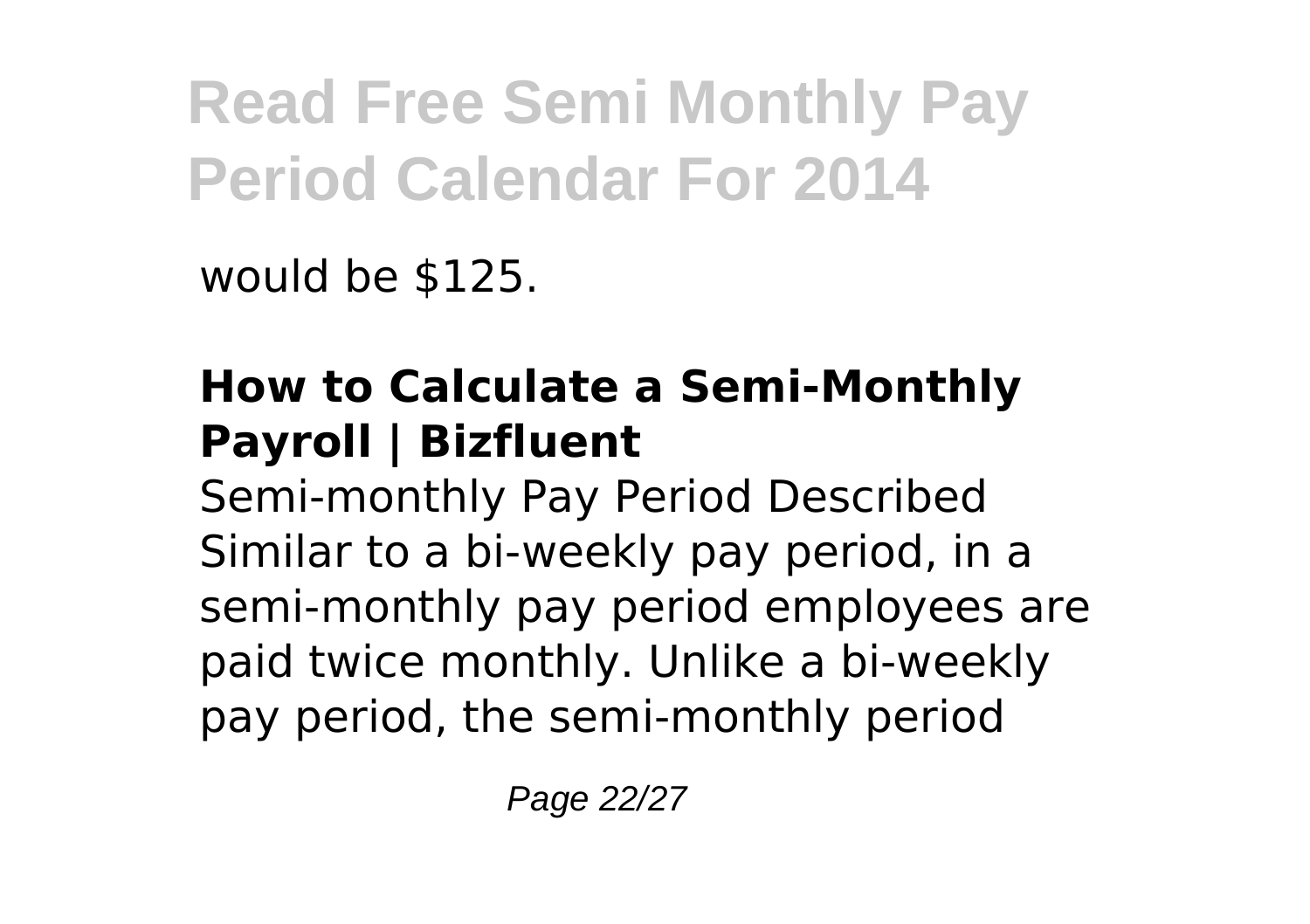would be $125.

## How to Calculate a Semi-Monthly Payroll | Bizfluent

Semi-monthly Pay Period Described Similar to a bi-weekly pay period, in a semi-monthly pay period employees are paid twice monthly. Unlike a bi-weekly pay period, the semi-monthly period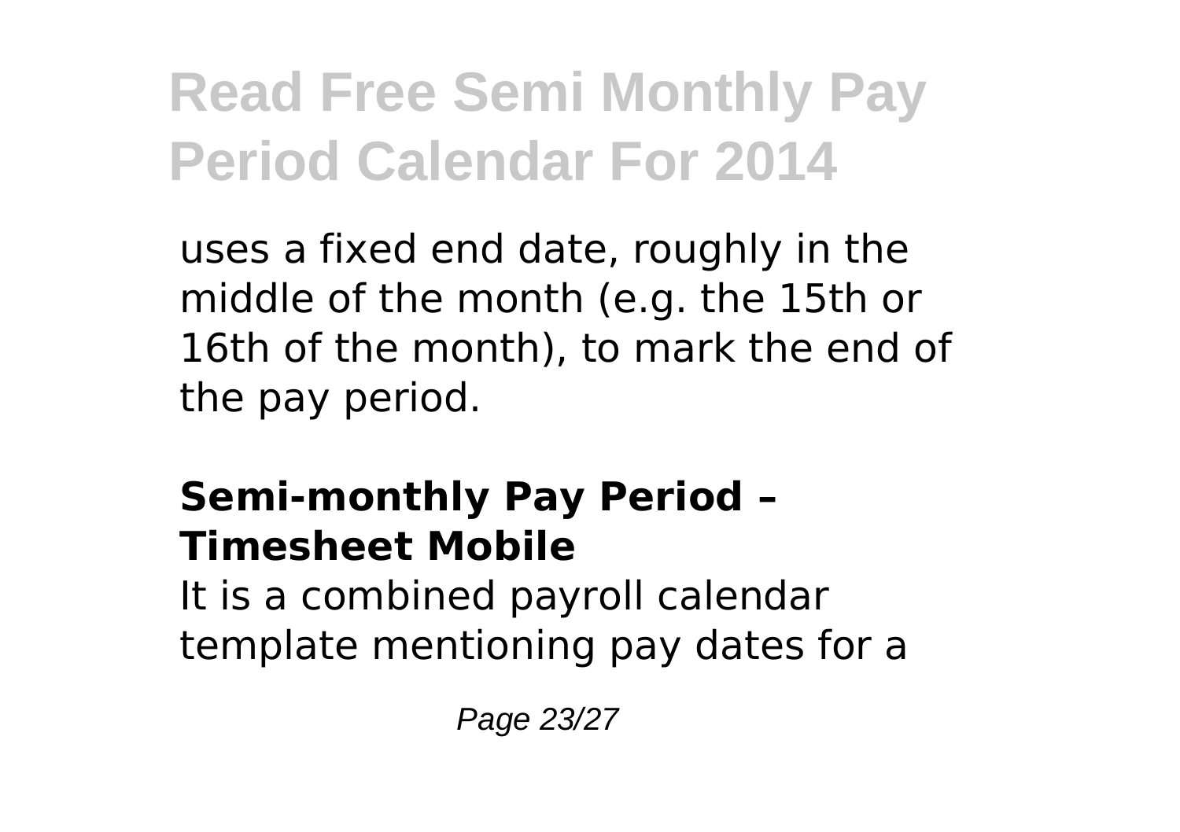uses a fixed end date, roughly in the middle of the month (e.g. the 15th or 16th of the month), to mark the end of the pay period.

### Semi-monthly Pay Period – Timesheet Mobile

It is a combined payroll calendar template mentioning pay dates for a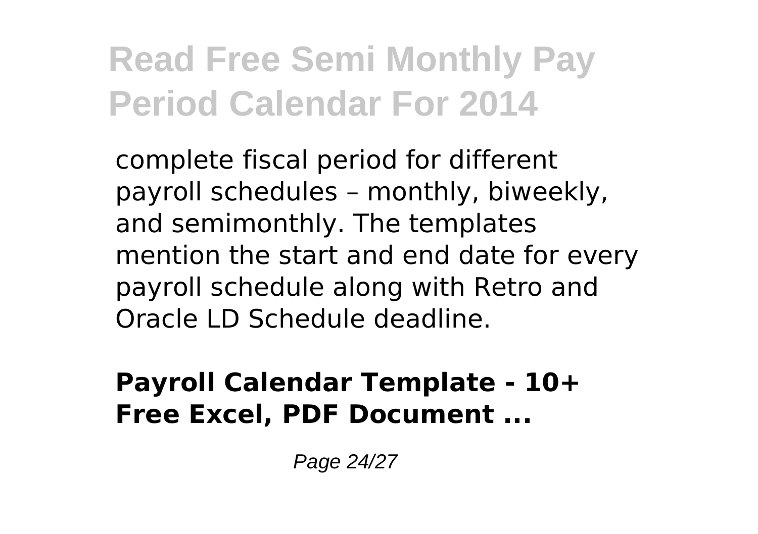complete fiscal period for different payroll schedules – monthly, biweekly, and semimonthly. The templates mention the start and end date for every payroll schedule along with Retro and Oracle LD Schedule deadline.

**Payroll Calendar Template - 10+ Free Excel, PDF Document ...**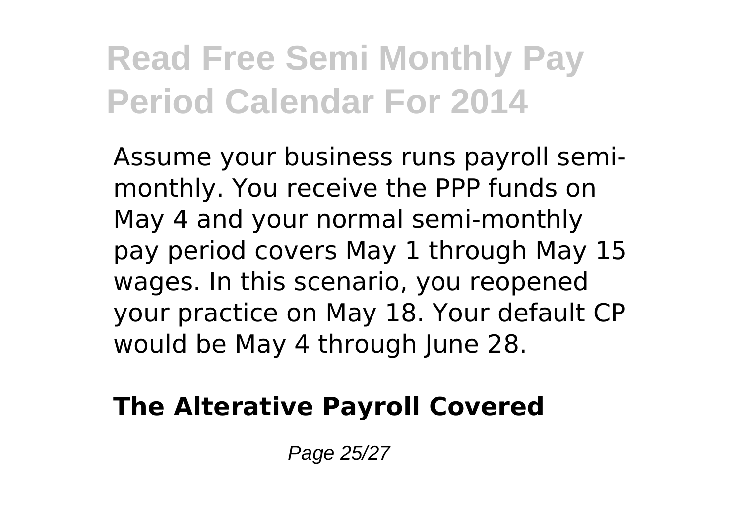Assume your business runs payroll semi-monthly. You receive the PPP funds on May 4 and your normal semi-monthly pay period covers May 1 through May 15 wages. In this scenario, you reopened your practice on May 18. Your default CP would be May 4 through June 28.

**The Alterative Payroll Covered**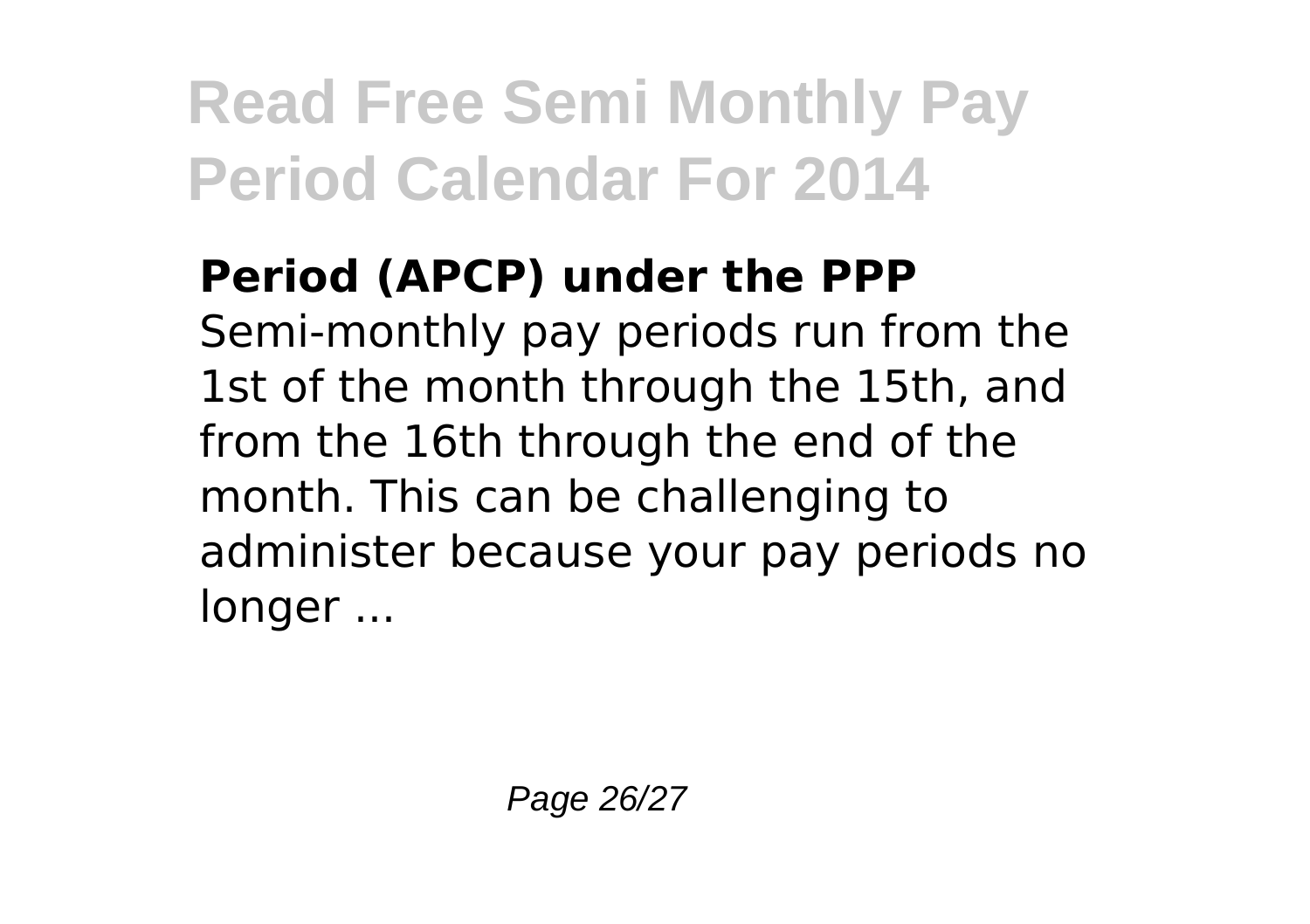**Period (APCP) under the PPP**

Semi-monthly pay periods run from the 1st of the month through the 15th, and from the 16th through the end of the month. This can be challenging to administer because your pay periods no longer ...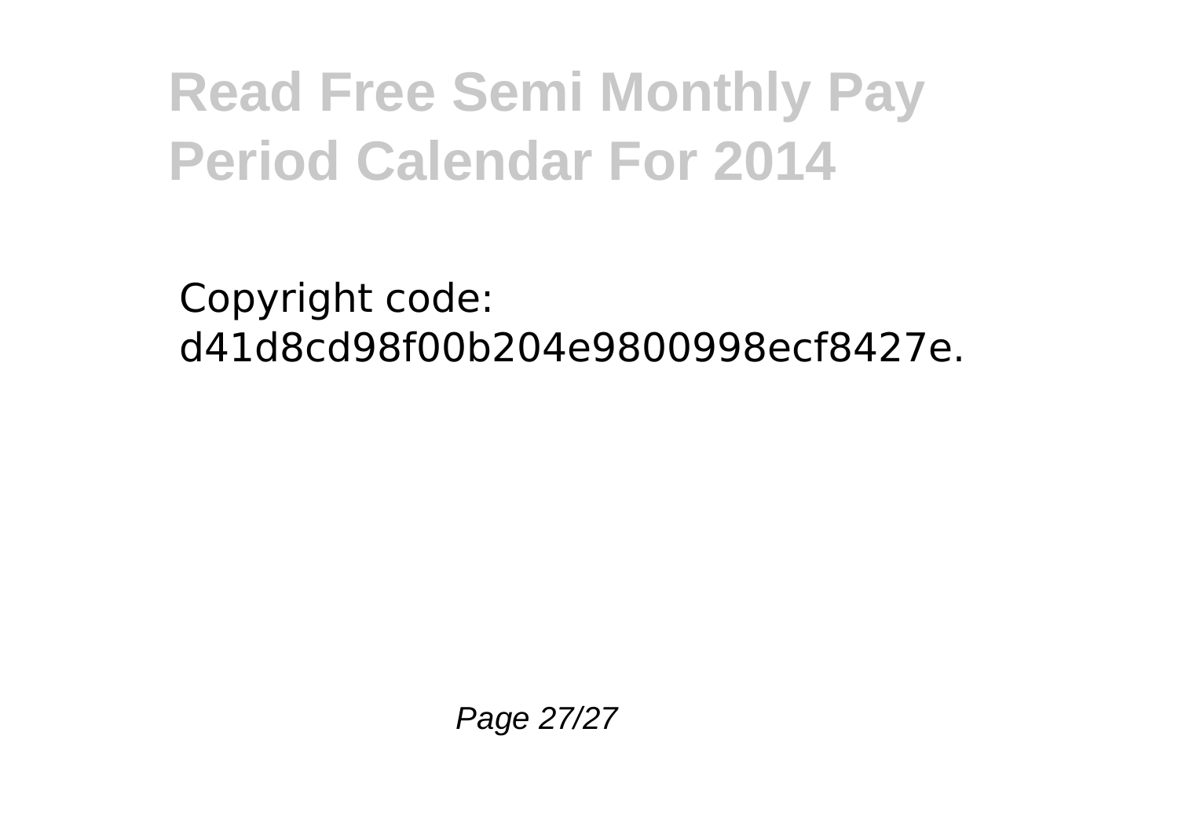Copyright code: d41d8cd98f00b204e9800998ecf8427e.